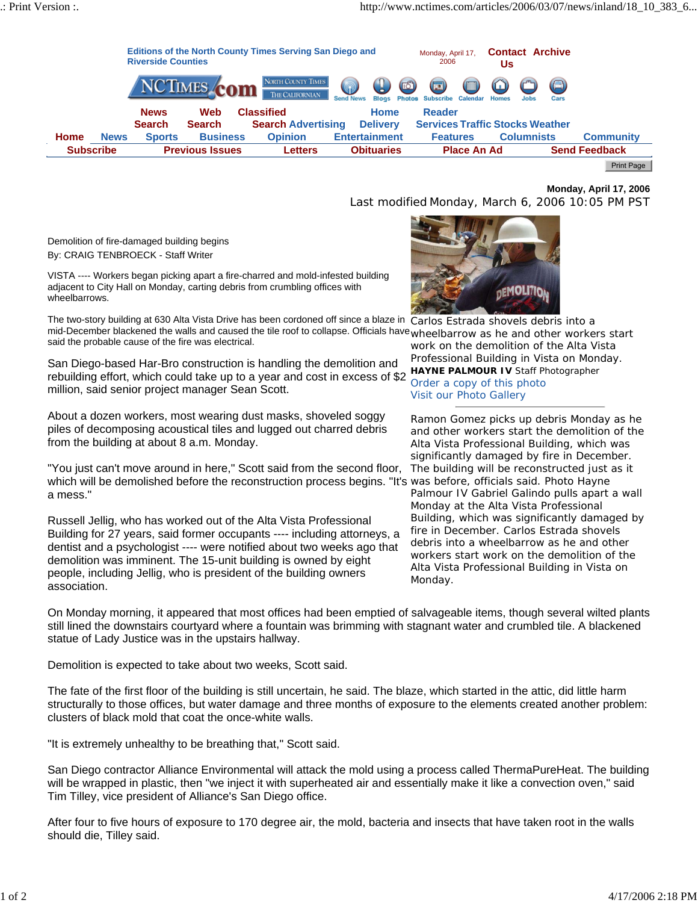Monday, April 17, 2006

Last modified Monday, March 6, 2006 10:05 PM PST

# Demolition of fire-damaged building begins

By: CRAIG TENBROECK - Staff Writer

VISTA ---- Workers began picking apart a fire-charred and mold-infested building adjacent to City Hall on Monday, carting debris from crumbling offices with wheelbarrows.

The two-story building at 630 Alta Vista Drive has been cordoned off since a blaze in mid-December blackened the walls and caused the tile roof to collapse. Officials have said the probable cause of the fire was electrical.

Carlos Estrada shovels debris into a wheelbarrow as he and other workers start work on the demolition of the Alta Vista Professional Building in Vista on Monday. **HAYNE PALMOUR IV** Staff Photographer

Order a copy of this photo

Visit our Photo Gallery

Ramon Gomez picks up debris Monday as he and other workers start the demolition of the Alta Vista Professional Building, which was significantly damaged by fire in December. The building will be reconstructed just as it was before, officials said. Photo Hayne Palmour IV Gabriel Galindo pulls apart a wall Monday at the Alta Vista Professional Building, which was significantly damaged by fire in December. Carlos Estrada shovels debris into a wheelbarrow as he and other workers start work on the demolition of the Alta Vista Professional Building in Vista on Monday.

San Diego-based Har-Bro construction is handling the demolition and rebuilding effort, which could take up to a year and cost in excess of $2 million, said senior project manager Sean Scott.

About a dozen workers, most wearing dust masks, shoveled soggy piles of decomposing acoustical tiles and lugged out charred debris from the building at about 8 a.m. Monday.

"You just can't move around in here," Scott said from the second floor, which will be demolished before the reconstruction process begins. "It's a mess."

Russell Jellig, who has worked out of the Alta Vista Professional Building for 27 years, said former occupants ---- including attorneys, a dentist and a psychologist ---- were notified about two weeks ago that demolition was imminent. The 15-unit building is owned by eight people, including Jellig, who is president of the building owners association.

On Monday morning, it appeared that most offices had been emptied of salvageable items, though several wilted plants still lined the downstairs courtyard where a fountain was brimming with stagnant water and crumbled tile. A blackened statue of Lady Justice was in the upstairs hallway.

Demolition is expected to take about two weeks, Scott said.

The fate of the first floor of the building is still uncertain, he said. The blaze, which started in the attic, did little harm structurally to those offices, but water damage and three months of exposure to the elements created another problem: clusters of black mold that coat the once-white walls.

"It is extremely unhealthy to be breathing that," Scott said.

San Diego contractor Alliance Environmental will attack the mold using a process called ThermaPureHeat. The building will be wrapped in plastic, then "we inject it with superheated air and essentially make it like a convection oven," said Tim Tilley, vice president of Alliance's San Diego office.

After four to five hours of exposure to 170 degree air, the mold, bacteria and insects that have taken root in the walls should die, Tilley said.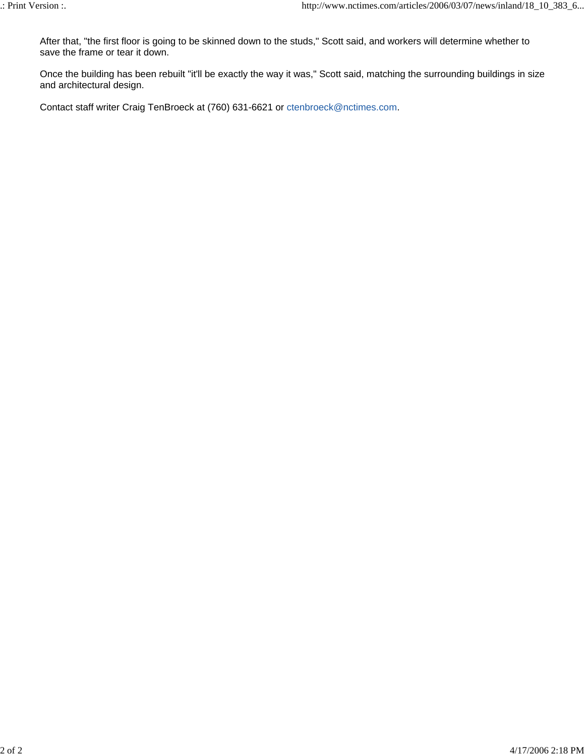After that, "the first floor is going to be skinned down to the studs," Scott said, and workers will determine whether to save the frame or tear it down.

Once the building has been rebuilt "it'll be exactly the way it was," Scott said, matching the surrounding buildings in size and architectural design.

Contact staff writer Craig TenBroeck at (760) 631-6621 or ctenbroeck@nctimes.com.